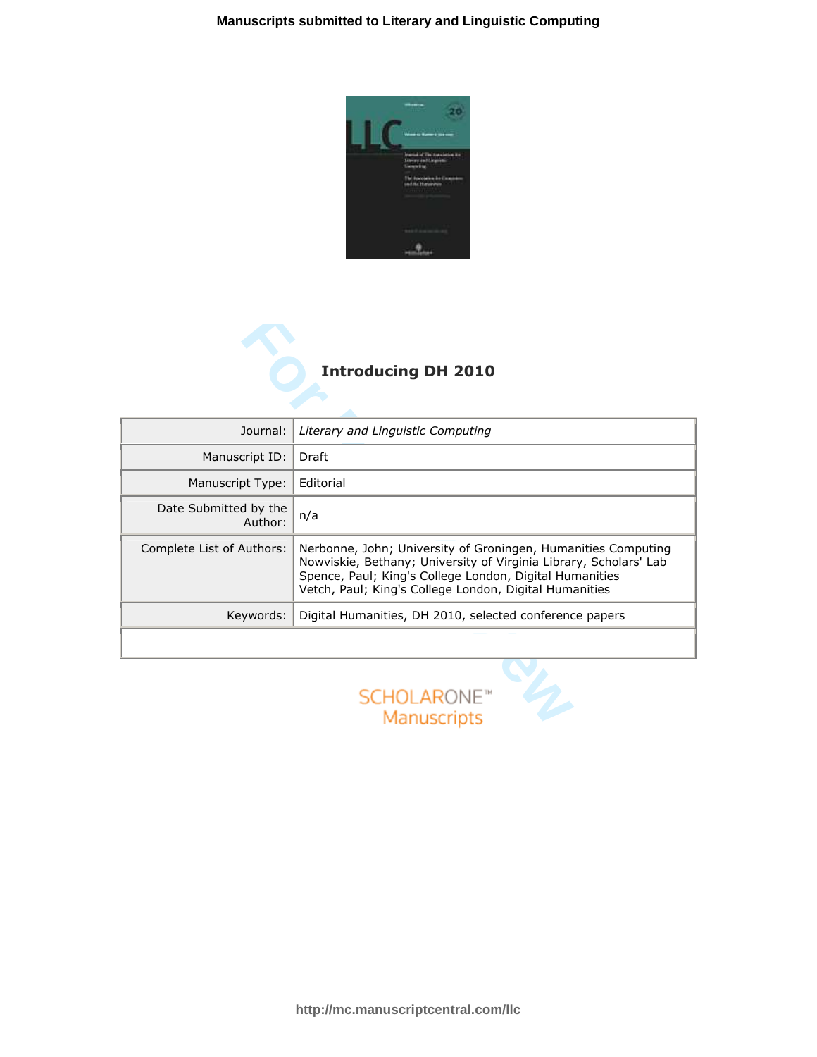# Introducing DH 2010

| Journal: | *Literary and Linguistic Computing* |
|---|---|
| Manuscript ID: | Draft |
| Manuscript Type: | Editorial |
| Date Submitted by the Author: | n/a |
| Complete List of Authors: | Nerbonne, John; University of Groningen, Humanities Computing<br>Nowviskie, Bethany; University of Virginia Library, Scholars' Lab<br>Spence, Paul; King's College London, Digital Humanities<br>Vetch, Paul; King's College London, Digital Humanities |
| Keywords: | Digital Humanities, DH 2010, selected conference papers |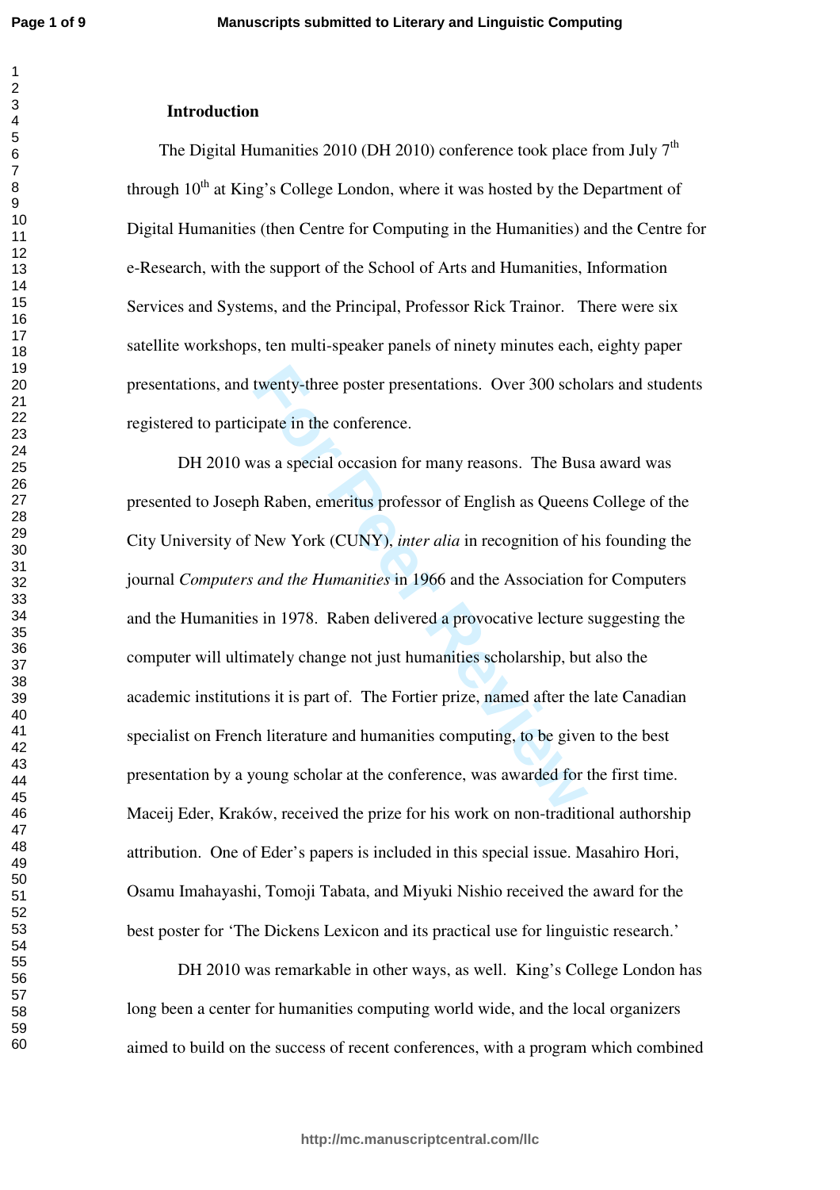**Introduction**

The Digital Humanities 2010 (DH 2010) conference took place from July 7th through 10th at King's College London, where it was hosted by the Department of Digital Humanities (then Centre for Computing in the Humanities) and the Centre for e-Research, with the support of the School of Arts and Humanities, Information Services and Systems, and the Principal, Professor Rick Trainor. There were six satellite workshops, ten multi-speaker panels of ninety minutes each, eighty paper presentations, and twenty-three poster presentations. Over 300 scholars and students registered to participate in the conference.

DH 2010 was a special occasion for many reasons. The Busa award was presented to Joseph Raben, emeritus professor of English as Queens College of the City University of New York (CUNY), *inter alia* in recognition of his founding the journal *Computers and the Humanities* in 1966 and the Association for Computers and the Humanities in 1978. Raben delivered a provocative lecture suggesting the computer will ultimately change not just humanities scholarship, but also the academic institutions it is part of. The Fortier prize, named after the late Canadian specialist on French literature and humanities computing, to be given to the best presentation by a young scholar at the conference, was awarded for the first time. Maceij Eder, Kraków, received the prize for his work on non-traditional authorship attribution. One of Eder's papers is included in this special issue. Masahiro Hori, Osamu Imahayashi, Tomoji Tabata, and Miyuki Nishio received the award for the best poster for 'The Dickens Lexicon and its practical use for linguistic research.'

DH 2010 was remarkable in other ways, as well. King's College London has long been a center for humanities computing world wide, and the local organizers aimed to build on the success of recent conferences, with a program which combined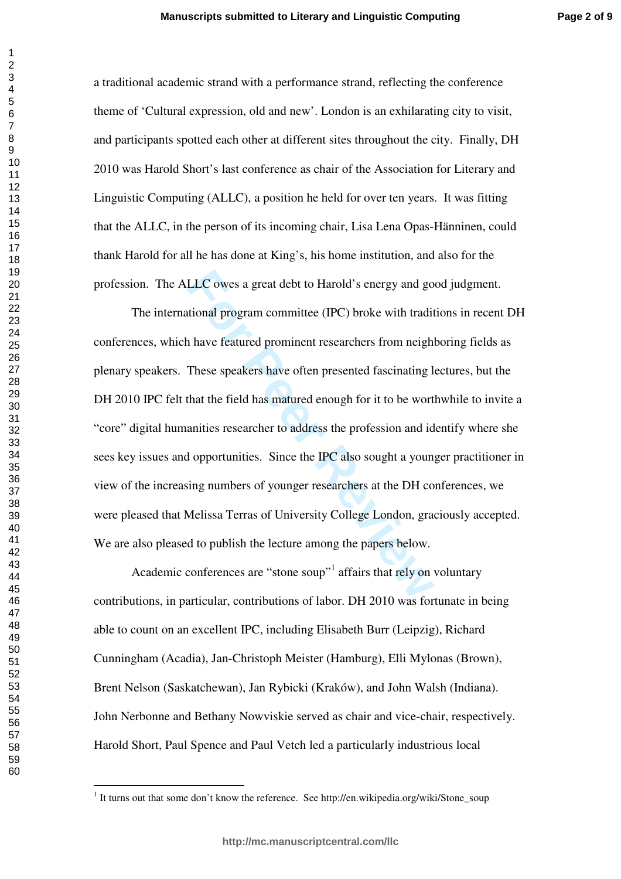a traditional academic strand with a performance strand, reflecting the conference theme of 'Cultural expression, old and new'. London is an exhilarating city to visit, and participants spotted each other at different sites throughout the city. Finally, DH 2010 was Harold Short's last conference as chair of the Association for Literary and Linguistic Computing (ALLC), a position he held for over ten years. It was fitting that the ALLC, in the person of its incoming chair, Lisa Lena Opas-Hänninen, could thank Harold for all he has done at King's, his home institution, and also for the profession. The ALLC owes a great debt to Harold's energy and good judgment.

The international program committee (IPC) broke with traditions in recent DH conferences, which have featured prominent researchers from neighboring fields as plenary speakers. These speakers have often presented fascinating lectures, but the DH 2010 IPC felt that the field has matured enough for it to be worthwhile to invite a "core" digital humanities researcher to address the profession and identify where she sees key issues and opportunities. Since the IPC also sought a younger practitioner in view of the increasing numbers of younger researchers at the DH conferences, we were pleased that Melissa Terras of University College London, graciously accepted. We are also pleased to publish the lecture among the papers below.

Academic conferences are "stone soup"[1] affairs that rely on voluntary contributions, in particular, contributions of labor. DH 2010 was fortunate in being able to count on an excellent IPC, including Elisabeth Burr (Leipzig), Richard Cunningham (Acadia), Jan-Christoph Meister (Hamburg), Elli Mylonas (Brown), Brent Nelson (Saskatchewan), Jan Rybicki (Kraków), and John Walsh (Indiana). John Nerbonne and Bethany Nowviskie served as chair and vice-chair, respectively. Harold Short, Paul Spence and Paul Vetch led a particularly industrious local

[1] It turns out that some don't know the reference. See http://en.wikipedia.org/wiki/Stone_soup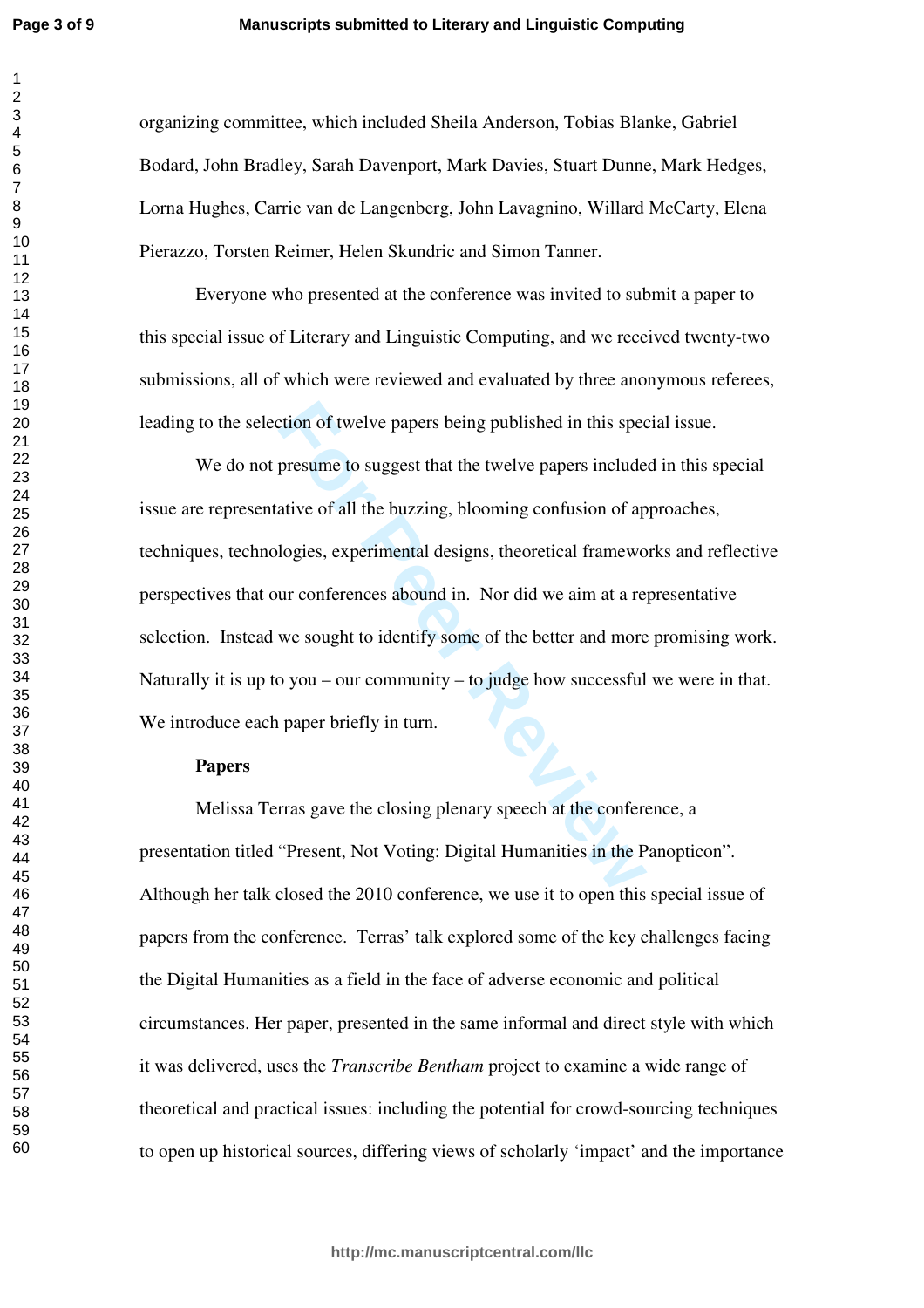organizing committee, which included Sheila Anderson, Tobias Blanke, Gabriel Bodard, John Bradley, Sarah Davenport, Mark Davies, Stuart Dunne, Mark Hedges, Lorna Hughes, Carrie van de Langenberg, John Lavagnino, Willard McCarty, Elena Pierazzo, Torsten Reimer, Helen Skundric and Simon Tanner.

Everyone who presented at the conference was invited to submit a paper to this special issue of Literary and Linguistic Computing, and we received twenty-two submissions, all of which were reviewed and evaluated by three anonymous referees, leading to the selection of twelve papers being published in this special issue.

We do not presume to suggest that the twelve papers included in this special issue are representative of all the buzzing, blooming confusion of approaches, techniques, technologies, experimental designs, theoretical frameworks and reflective perspectives that our conferences abound in. Nor did we aim at a representative selection. Instead we sought to identify some of the better and more promising work. Naturally it is up to you – our community – to judge how successful we were in that. We introduce each paper briefly in turn.

**Papers**

Melissa Terras gave the closing plenary speech at the conference, a presentation titled "Present, Not Voting: Digital Humanities in the Panopticon". Although her talk closed the 2010 conference, we use it to open this special issue of papers from the conference. Terras' talk explored some of the key challenges facing the Digital Humanities as a field in the face of adverse economic and political circumstances. Her paper, presented in the same informal and direct style with which it was delivered, uses the *Transcribe Bentham* project to examine a wide range of theoretical and practical issues: including the potential for crowd-sourcing techniques to open up historical sources, differing views of scholarly 'impact' and the importance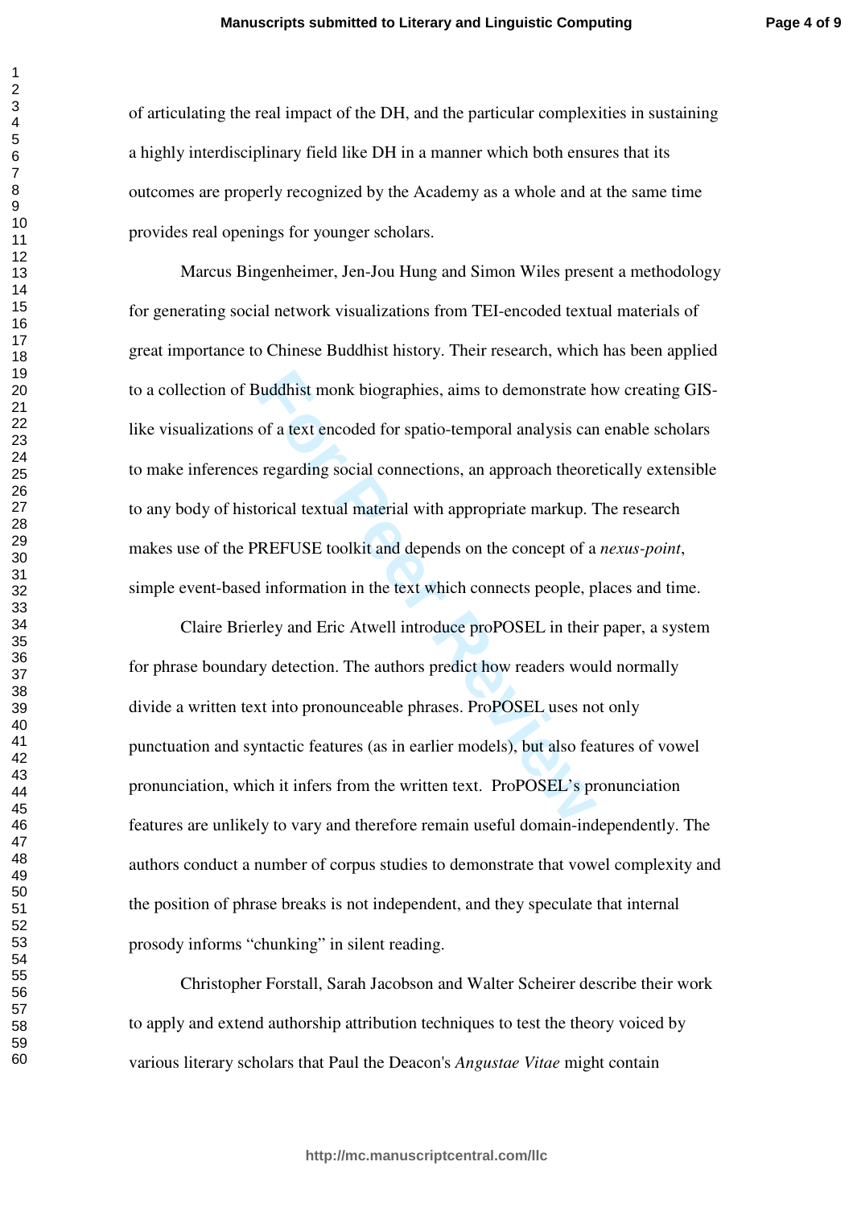of articulating the real impact of the DH, and the particular complexities in sustaining a highly interdisciplinary field like DH in a manner which both ensures that its outcomes are properly recognized by the Academy as a whole and at the same time provides real openings for younger scholars.

Marcus Bingenheimer, Jen-Jou Hung and Simon Wiles present a methodology for generating social network visualizations from TEI-encoded textual materials of great importance to Chinese Buddhist history. Their research, which has been applied to a collection of Buddhist monk biographies, aims to demonstrate how creating GIS-like visualizations of a text encoded for spatio-temporal analysis can enable scholars to make inferences regarding social connections, an approach theoretically extensible to any body of historical textual material with appropriate markup. The research makes use of the PREFUSE toolkit and depends on the concept of a *nexus-point*, simple event-based information in the text which connects people, places and time.

Claire Brierley and Eric Atwell introduce proPOSEL in their paper, a system for phrase boundary detection. The authors predict how readers would normally divide a written text into pronounceable phrases. ProPOSEL uses not only punctuation and syntactic features (as in earlier models), but also features of vowel pronunciation, which it infers from the written text. ProPOSEL's pronunciation features are unlikely to vary and therefore remain useful domain-independently. The authors conduct a number of corpus studies to demonstrate that vowel complexity and the position of phrase breaks is not independent, and they speculate that internal prosody informs "chunking" in silent reading.

Christopher Forstall, Sarah Jacobson and Walter Scheirer describe their work to apply and extend authorship attribution techniques to test the theory voiced by various literary scholars that Paul the Deacon's *Angustae Vitae* might contain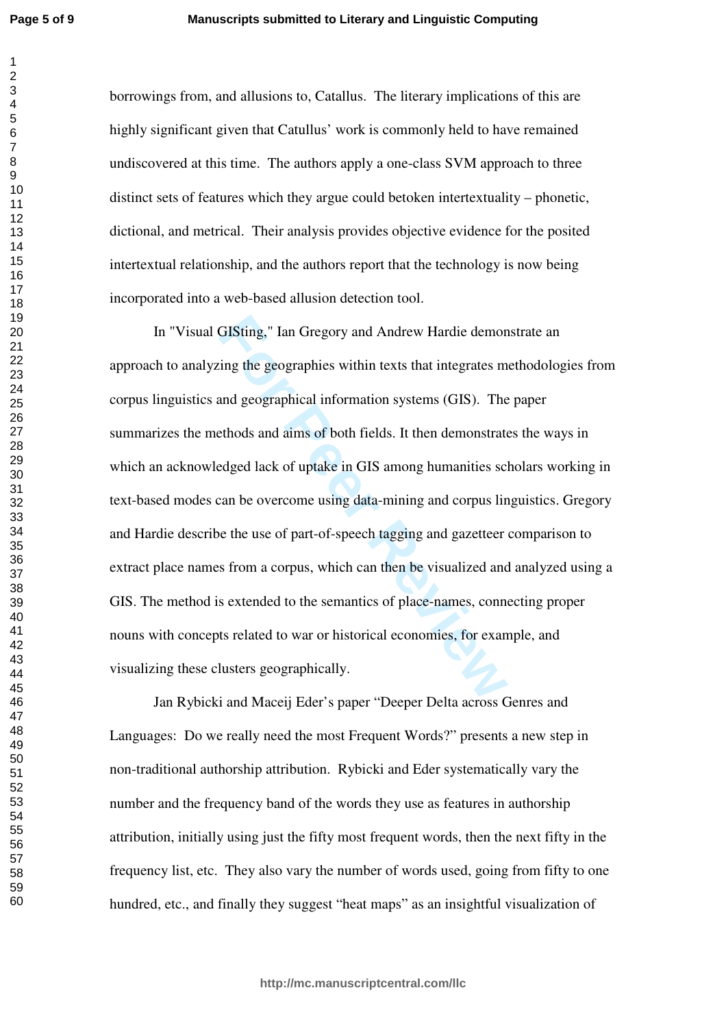borrowings from, and allusions to, Catallus. The literary implications of this are highly significant given that Catullus' work is commonly held to have remained undiscovered at this time. The authors apply a one-class SVM approach to three distinct sets of features which they argue could betoken intertextuality – phonetic, dictional, and metrical. Their analysis provides objective evidence for the posited intertextual relationship, and the authors report that the technology is now being incorporated into a web-based allusion detection tool.

In "Visual GISting," Ian Gregory and Andrew Hardie demonstrate an approach to analyzing the geographies within texts that integrates methodologies from corpus linguistics and geographical information systems (GIS). The paper summarizes the methods and aims of both fields. It then demonstrates the ways in which an acknowledged lack of uptake in GIS among humanities scholars working in text-based modes can be overcome using data-mining and corpus linguistics. Gregory and Hardie describe the use of part-of-speech tagging and gazetteer comparison to extract place names from a corpus, which can then be visualized and analyzed using a GIS. The method is extended to the semantics of place-names, connecting proper nouns with concepts related to war or historical economies, for example, and visualizing these clusters geographically.

Jan Rybicki and Maceij Eder's paper "Deeper Delta across Genres and Languages: Do we really need the most Frequent Words?" presents a new step in non-traditional authorship attribution. Rybicki and Eder systematically vary the number and the frequency band of the words they use as features in authorship attribution, initially using just the fifty most frequent words, then the next fifty in the frequency list, etc. They also vary the number of words used, going from fifty to one hundred, etc., and finally they suggest "heat maps" as an insightful visualization of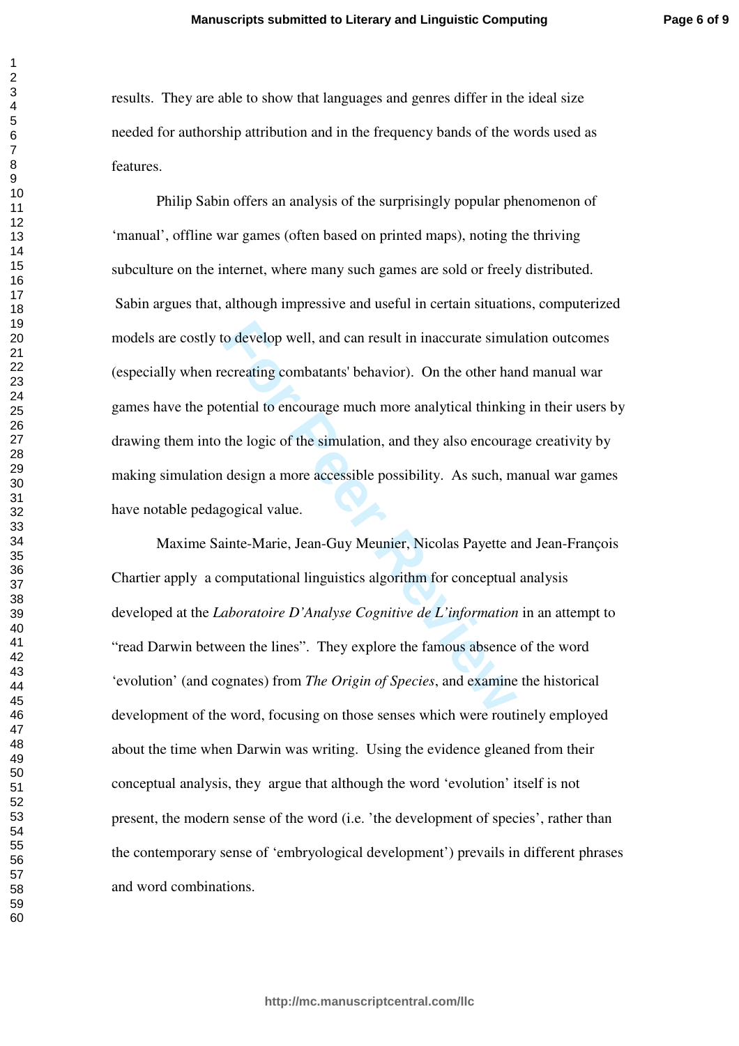results. They are able to show that languages and genres differ in the ideal size needed for authorship attribution and in the frequency bands of the words used as features.

Philip Sabin offers an analysis of the surprisingly popular phenomenon of 'manual', offline war games (often based on printed maps), noting the thriving subculture on the internet, where many such games are sold or freely distributed. Sabin argues that, although impressive and useful in certain situations, computerized models are costly to develop well, and can result in inaccurate simulation outcomes (especially when recreating combatants' behavior). On the other hand manual war games have the potential to encourage much more analytical thinking in their users by drawing them into the logic of the simulation, and they also encourage creativity by making simulation design a more accessible possibility. As such, manual war games have notable pedagogical value.

Maxime Sainte-Marie, Jean-Guy Meunier, Nicolas Payette and Jean-François Chartier apply a computational linguistics algorithm for conceptual analysis developed at the *Laboratoire D'Analyse Cognitive de L'information* in an attempt to "read Darwin between the lines". They explore the famous absence of the word 'evolution' (and cognates) from *The Origin of Species*, and examine the historical development of the word, focusing on those senses which were routinely employed about the time when Darwin was writing. Using the evidence gleaned from their conceptual analysis, they argue that although the word 'evolution' itself is not present, the modern sense of the word (i.e. 'the development of species', rather than the contemporary sense of 'embryological development') prevails in different phrases and word combinations.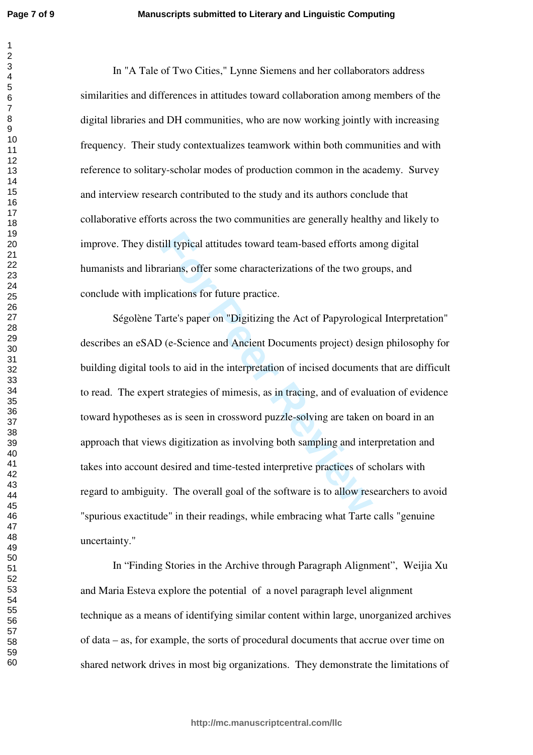In "A Tale of Two Cities," Lynne Siemens and her collaborators address similarities and differences in attitudes toward collaboration among members of the digital libraries and DH communities, who are now working jointly with increasing frequency. Their study contextualizes teamwork within both communities and with reference to solitary-scholar modes of production common in the academy. Survey and interview research contributed to the study and its authors conclude that collaborative efforts across the two communities are generally healthy and likely to improve. They distill typical attitudes toward team-based efforts among digital humanists and librarians, offer some characterizations of the two groups, and conclude with implications for future practice.

Ségolène Tarte's paper on "Digitizing the Act of Papyrological Interpretation" describes an eSAD (e-Science and Ancient Documents project) design philosophy for building digital tools to aid in the interpretation of incised documents that are difficult to read. The expert strategies of mimesis, as in tracing, and of evaluation of evidence toward hypotheses as is seen in crossword puzzle-solving are taken on board in an approach that views digitization as involving both sampling and interpretation and takes into account desired and time-tested interpretive practices of scholars with regard to ambiguity. The overall goal of the software is to allow researchers to avoid "spurious exactitude" in their readings, while embracing what Tarte calls "genuine uncertainty."

In “Finding Stories in the Archive through Paragraph Alignment”, Weijia Xu and Maria Esteva explore the potential of a novel paragraph level alignment technique as a means of identifying similar content within large, unorganized archives of data – as, for example, the sorts of procedural documents that accrue over time on shared network drives in most big organizations. They demonstrate the limitations of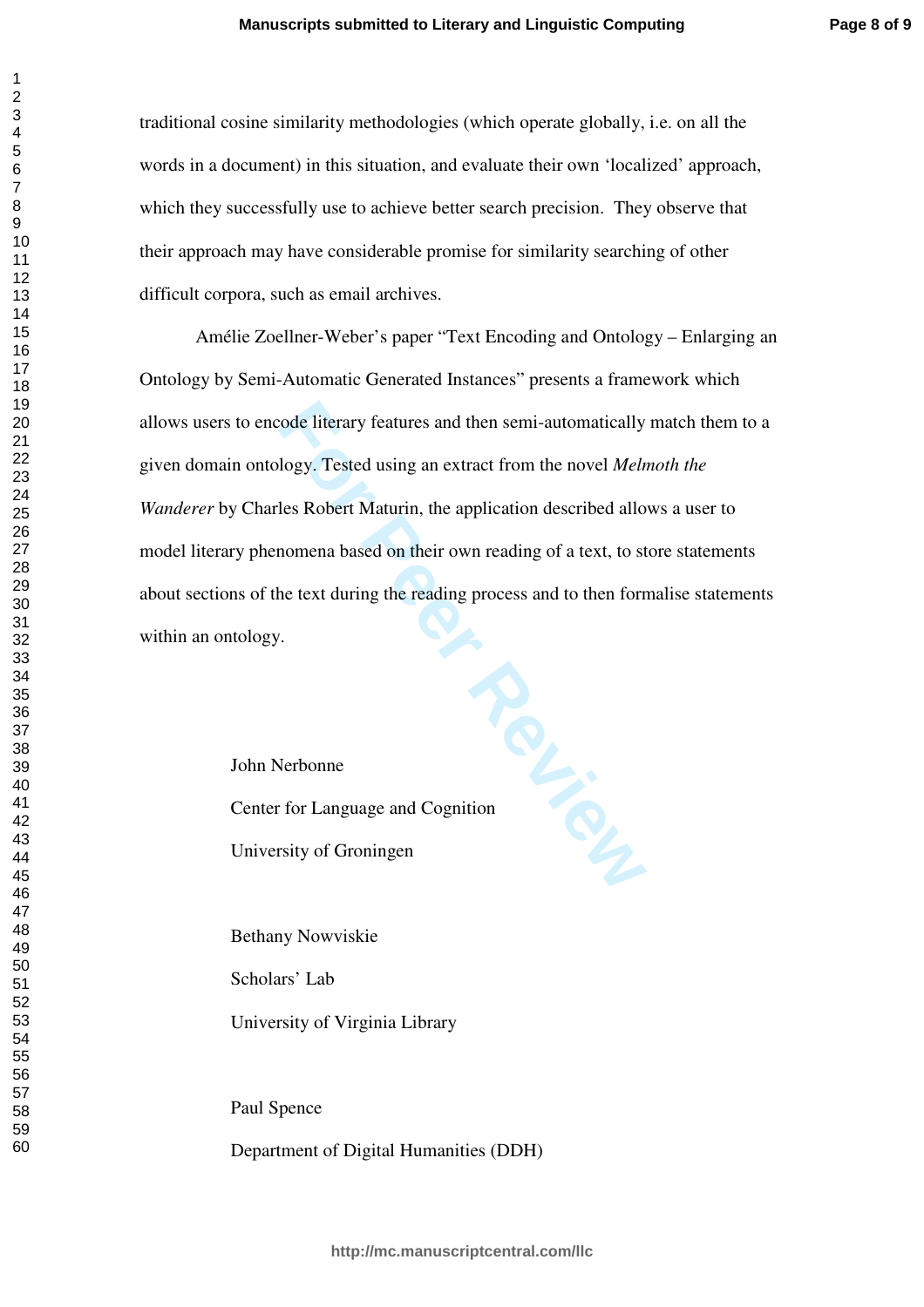traditional cosine similarity methodologies (which operate globally, i.e. on all the words in a document) in this situation, and evaluate their own 'localized' approach, which they successfully use to achieve better search precision. They observe that their approach may have considerable promise for similarity searching of other difficult corpora, such as email archives.

Amélie Zoellner-Weber's paper "Text Encoding and Ontology – Enlarging an Ontology by Semi-Automatic Generated Instances" presents a framework which allows users to encode literary features and then semi-automatically match them to a given domain ontology. Tested using an extract from the novel *Melmoth the Wanderer* by Charles Robert Maturin, the application described allows a user to model literary phenomena based on their own reading of a text, to store statements about sections of the text during the reading process and to then formalise statements within an ontology.

John Nerbonne
Center for Language and Cognition
University of Groningen

Bethany Nowviskie
Scholars' Lab
University of Virginia Library

Paul Spence
Department of Digital Humanities (DDH)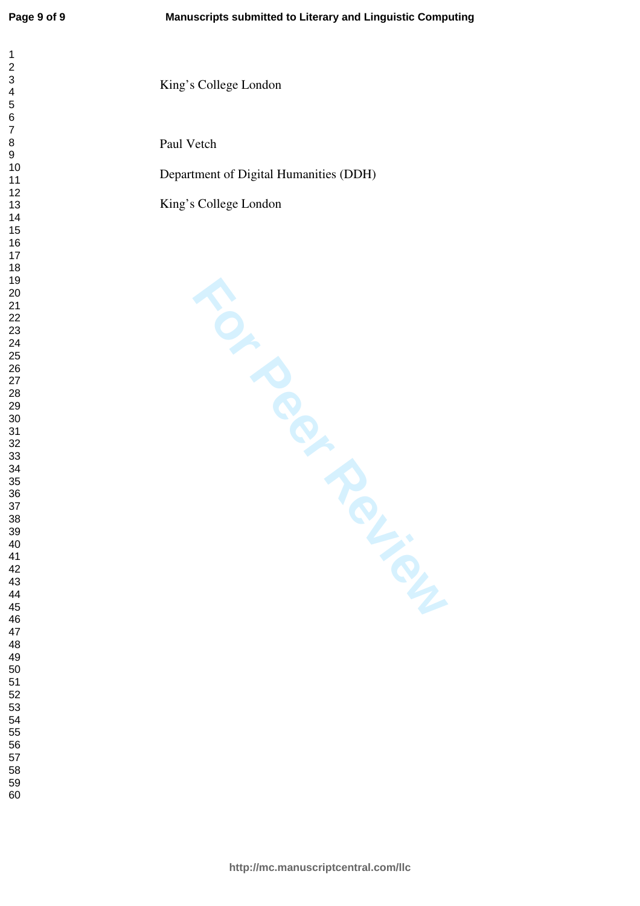King's College London

Paul Vetch

Department of Digital Humanities (DDH)

King's College London